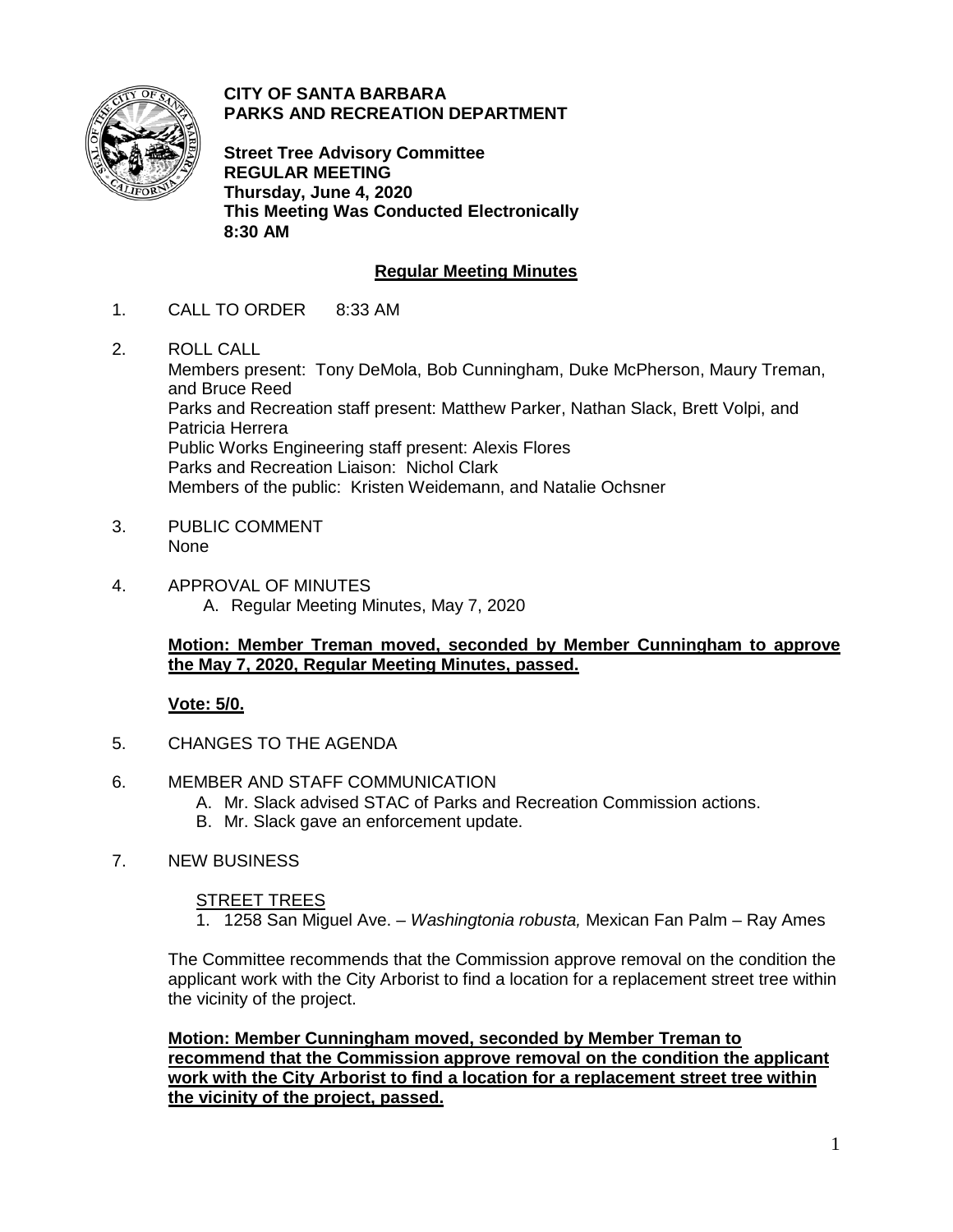**CITY OF SANTA BARBARA**
**PARKS AND RECREATION DEPARTMENT**

**Street Tree Advisory Committee**
**REGULAR MEETING**
**Thursday, June 4, 2020**
**This Meeting Was Conducted Electronically**
**8:30 AM**

## Regular Meeting Minutes

1. CALL TO ORDER 8:33 AM

2. ROLL CALL
   Members present: Tony DeMola, Bob Cunningham, Duke McPherson, Maury Treman, and Bruce Reed
   Parks and Recreation staff present: Matthew Parker, Nathan Slack, Brett Volpi, and Patricia Herrera
   Public Works Engineering staff present: Alexis Flores
   Parks and Recreation Liaison: Nichol Clark
   Members of the public: Kristen Weidemann, and Natalie Ochsner

3. PUBLIC COMMENT
   None

4. APPROVAL OF MINUTES
   A. Regular Meeting Minutes, May 7, 2020

   **Motion: Member Treman moved, seconded by Member Cunningham to approve the May 7, 2020, Regular Meeting Minutes, passed.**

   **Vote: 5/0.**

5. CHANGES TO THE AGENDA

6. MEMBER AND STAFF COMMUNICATION
   A. Mr. Slack advised STAC of Parks and Recreation Commission actions.
   B. Mr. Slack gave an enforcement update.

7. NEW BUSINESS

   STREET TREES
   1. 1258 San Miguel Ave. – *Washingtonia robusta,* Mexican Fan Palm – Ray Ames

   The Committee recommends that the Commission approve removal on the condition the applicant work with the City Arborist to find a location for a replacement street tree within the vicinity of the project.

   **Motion: Member Cunningham moved, seconded by Member Treman to recommend that the Commission approve removal on the condition the applicant work with the City Arborist to find a location for a replacement street tree within the vicinity of the project, passed.**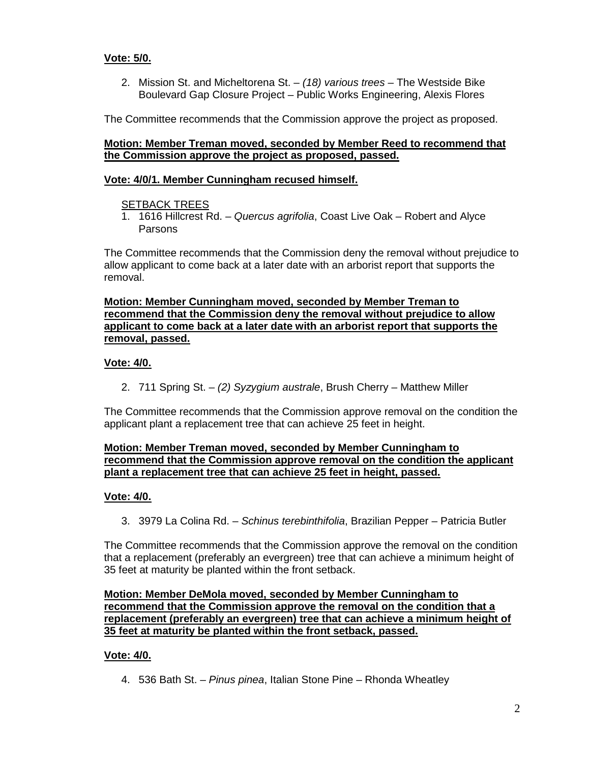**Vote: 5/0.**

2. Mission St. and Micheltorena St. – *(18) various trees* – The Westside Bike Boulevard Gap Closure Project – Public Works Engineering, Alexis Flores

The Committee recommends that the Commission approve the project as proposed.

**Motion: Member Treman moved, seconded by Member Reed to recommend that the Commission approve the project as proposed, passed.**

**Vote: 4/0/1. Member Cunningham recused himself.**

SETBACK TREES

1. 1616 Hillcrest Rd. – *Quercus agrifolia*, Coast Live Oak – Robert and Alyce Parsons

The Committee recommends that the Commission deny the removal without prejudice to allow applicant to come back at a later date with an arborist report that supports the removal.

**Motion: Member Cunningham moved, seconded by Member Treman to recommend that the Commission deny the removal without prejudice to allow applicant to come back at a later date with an arborist report that supports the removal, passed.**

**Vote: 4/0.**

2. 711 Spring St. – *(2) Syzygium australe*, Brush Cherry – Matthew Miller

The Committee recommends that the Commission approve removal on the condition the applicant plant a replacement tree that can achieve 25 feet in height.

**Motion: Member Treman moved, seconded by Member Cunningham to recommend that the Commission approve removal on the condition the applicant plant a replacement tree that can achieve 25 feet in height, passed.**

**Vote: 4/0.**

3. 3979 La Colina Rd. – *Schinus terebinthifolia*, Brazilian Pepper – Patricia Butler

The Committee recommends that the Commission approve the removal on the condition that a replacement (preferably an evergreen) tree that can achieve a minimum height of 35 feet at maturity be planted within the front setback.

**Motion: Member DeMola moved, seconded by Member Cunningham to recommend that the Commission approve the removal on the condition that a replacement (preferably an evergreen) tree that can achieve a minimum height of 35 feet at maturity be planted within the front setback, passed.**

**Vote: 4/0.**

4. 536 Bath St. – *Pinus pinea*, Italian Stone Pine – Rhonda Wheatley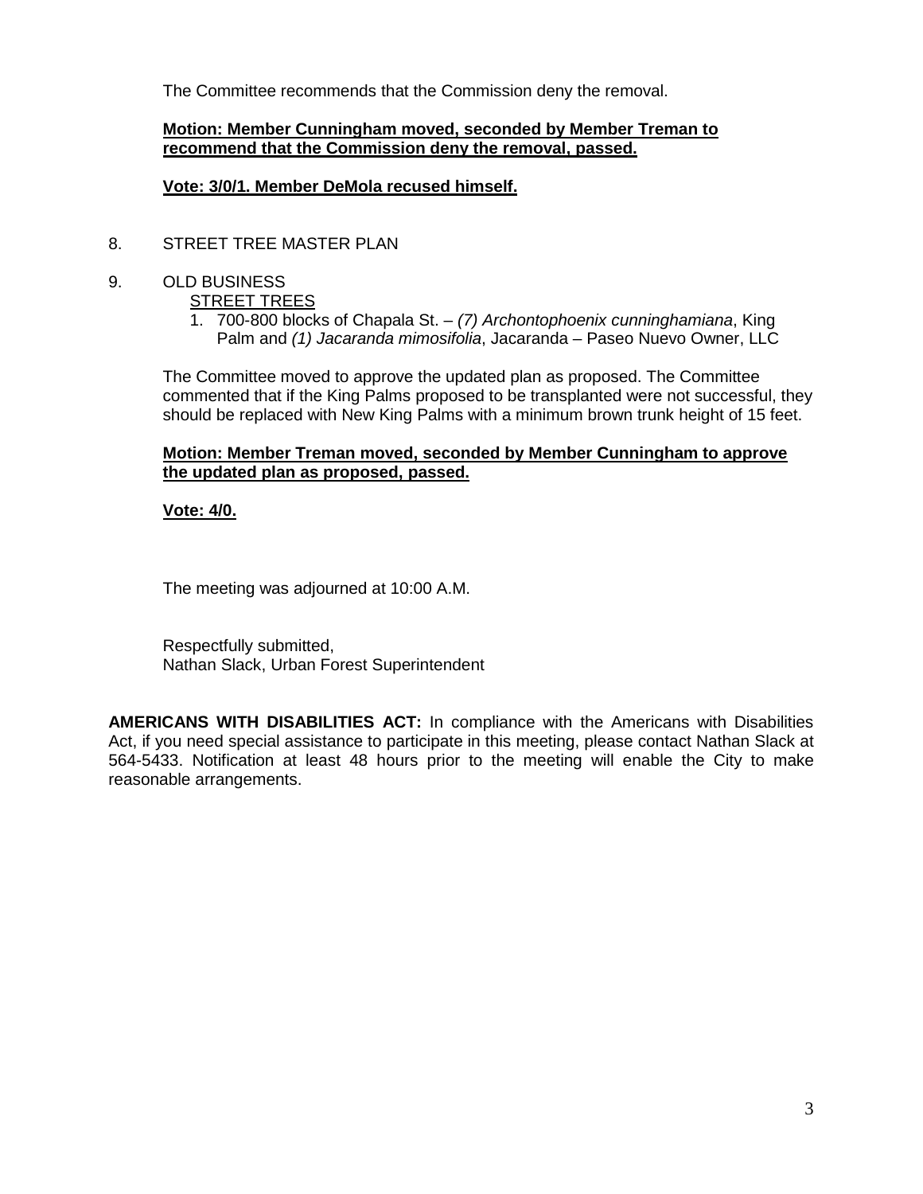The Committee recommends that the Commission deny the removal.

**Motion: Member Cunningham moved, seconded by Member Treman to recommend that the Commission deny the removal, passed.**

**Vote: 3/0/1. Member DeMola recused himself.**

8. STREET TREE MASTER PLAN

9. OLD BUSINESS

   STREET TREES

   1. 700-800 blocks of Chapala St. – *(7) Archontophoenix cunninghamiana*, King Palm and *(1) Jacaranda mimosifolia*, Jacaranda – Paseo Nuevo Owner, LLC

The Committee moved to approve the updated plan as proposed. The Committee commented that if the King Palms proposed to be transplanted were not successful, they should be replaced with New King Palms with a minimum brown trunk height of 15 feet.

**Motion: Member Treman moved, seconded by Member Cunningham to approve the updated plan as proposed, passed.**

**Vote: 4/0.**

The meeting was adjourned at 10:00 A.M.

Respectfully submitted,
Nathan Slack, Urban Forest Superintendent

**AMERICANS WITH DISABILITIES ACT:** In compliance with the Americans with Disabilities Act, if you need special assistance to participate in this meeting, please contact Nathan Slack at 564-5433. Notification at least 48 hours prior to the meeting will enable the City to make reasonable arrangements.